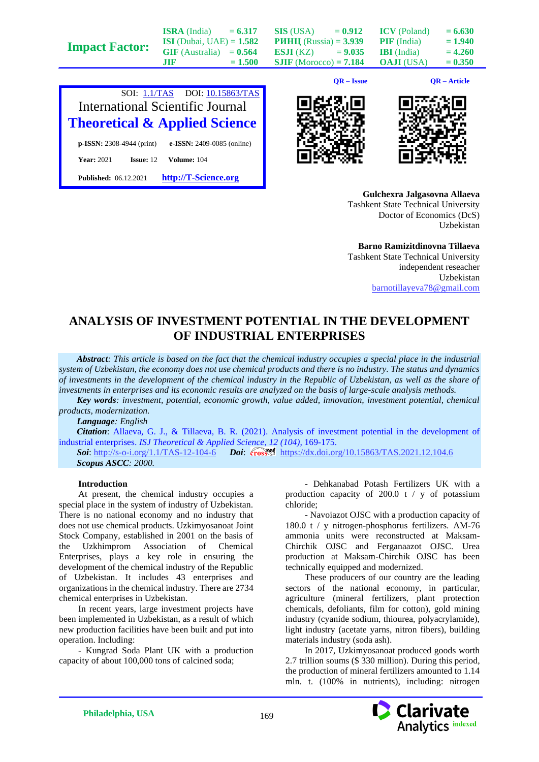Gulchexra Jalgasovna Allaeva
Tashkent State Technical University
Doctor of Economics (DcS)
Uzbekistan

Barno Ramizitdinovna Tillaeva
Tashkent State Technical University
independent reseacher
Uzbekistan
barnotillayeva78@gmail.com

# ANALYSIS OF INVESTMENT POTENTIAL IN THE DEVELOPMENT OF INDUSTRIAL ENTERPRISES

***Abstract**: This article is based on the fact that the chemical industry occupies a special place in the industrial system of Uzbekistan, the economy does not use chemical products and there is no industry. The status and dynamics of investments in the development of the chemical industry in the Republic of Uzbekistan, as well as the share of investments in enterprises and its economic results are analyzed on the basis of large-scale analysis methods.*

***Key words**: investment, potential, economic growth, value added, innovation, investment potential, chemical products, modernization.*

***Language**: English*

***Citation**: Allaeva, G. J., & Tillaeva, B. R. (2021). Analysis of investment potential in the development of industrial enterprises. *ISJ Theoretical & Applied Science, 12 (104),* 169-175.

***Soi**: http://s-o-i.org/1.1/TAS-12-104-6 ***Doi**: https://dx.doi.org/10.15863/TAS.2021.12.104.6

***Scopus ASCC**: 2000.*

## Introduction

At present, the chemical industry occupies a special place in the system of industry of Uzbekistan. There is no national economy and no industry that does not use chemical products. Uzkimyosanoat Joint Stock Company, established in 2001 on the basis of the Uzkhimprom Association of Chemical Enterprises, plays a key role in ensuring the development of the chemical industry of the Republic of Uzbekistan. It includes 43 enterprises and organizations in the chemical industry. There are 2734 chemical enterprises in Uzbekistan.

In recent years, large investment projects have been implemented in Uzbekistan, as a result of which new production facilities have been built and put into operation. Including:

- Kungrad Soda Plant UK with a production capacity of about 100,000 tons of calcined soda;
- Dehkanabad Potash Fertilizers UK with a production capacity of 200.0 t / y of potassium chloride;
- Navoiazot OJSC with a production capacity of 180.0 t / y nitrogen-phosphorus fertilizers. AM-76 ammonia units were reconstructed at Maksam-Chirchik OJSC and Ferganaazot OJSC. Urea production at Maksam-Chirchik OJSC has been technically equipped and modernized.

These producers of our country are the leading sectors of the national economy, in particular, agriculture (mineral fertilizers, plant protection chemicals, defoliants, film for cotton), gold mining industry (cyanide sodium, thiourea, polyacrylamide), light industry (acetate yarns, nitron fibers), building materials industry (soda ash).

In 2017, Uzkimyosanoat produced goods worth 2.7 trillion soums ($ 330 million). During this period, the production of mineral fertilizers amounted to 1.14 mln. t. (100% in nutrients), including: nitrogen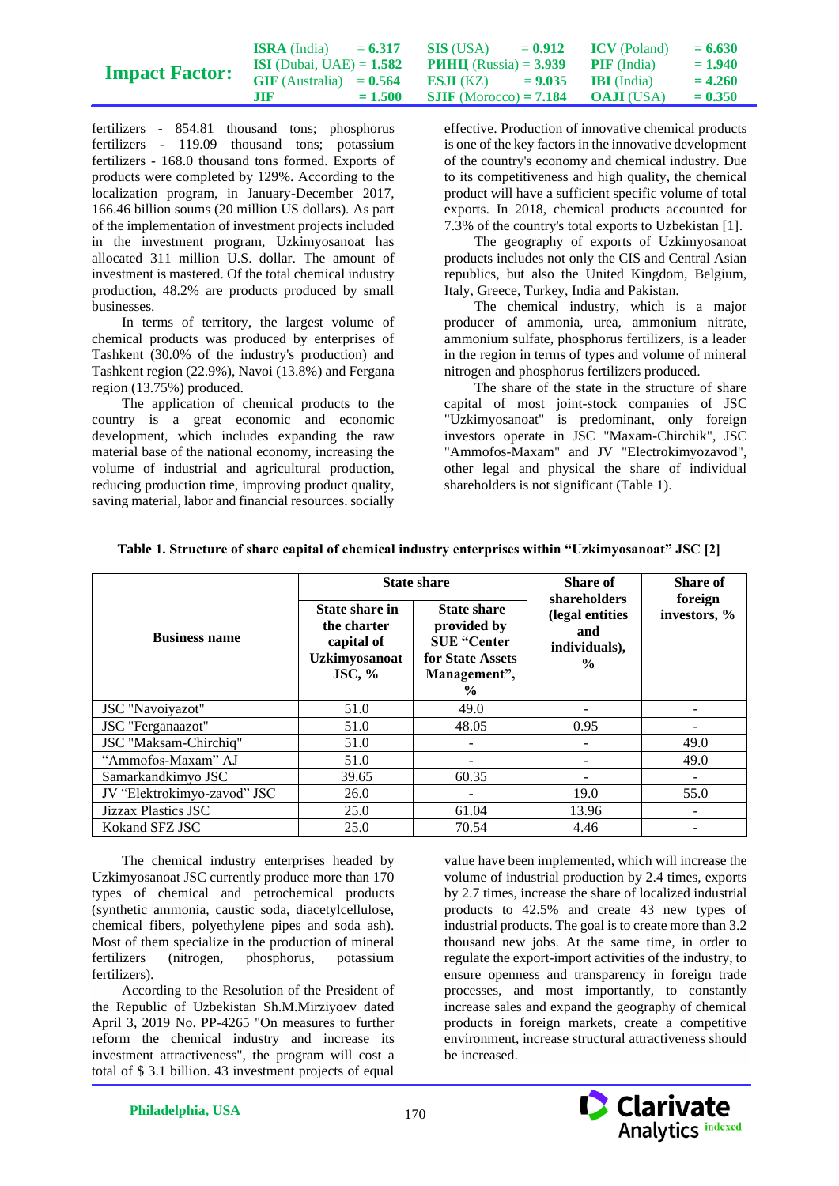fertilizers - 854.81 thousand tons; phosphorus fertilizers - 119.09 thousand tons; potassium fertilizers - 168.0 thousand tons formed. Exports of products were completed by 129%. According to the localization program, in January-December 2017, 166.46 billion soums (20 million US dollars). As part of the implementation of investment projects included in the investment program, Uzkimyosanoat has allocated 311 million U.S. dollar. The amount of investment is mastered. Of the total chemical industry production, 48.2% are products produced by small businesses.

In terms of territory, the largest volume of chemical products was produced by enterprises of Tashkent (30.0% of the industry's production) and Tashkent region (22.9%), Navoi (13.8%) and Fergana region (13.75%) produced.

The application of chemical products to the country is a great economic and economic development, which includes expanding the raw material base of the national economy, increasing the volume of industrial and agricultural production, reducing production time, improving product quality, saving material, labor and financial resources. socially effective. Production of innovative chemical products is one of the key factors in the innovative development of the country's economy and chemical industry. Due to its competitiveness and high quality, the chemical product will have a sufficient specific volume of total exports. In 2018, chemical products accounted for 7.3% of the country's total exports to Uzbekistan [1].

The geography of exports of Uzkimyosanoat products includes not only the CIS and Central Asian republics, but also the United Kingdom, Belgium, Italy, Greece, Turkey, India and Pakistan.

The chemical industry, which is a major producer of ammonia, urea, ammonium nitrate, ammonium sulfate, phosphorus fertilizers, is a leader in the region in terms of types and volume of mineral nitrogen and phosphorus fertilizers produced.

The share of the state in the structure of share capital of most joint-stock companies of JSC "Uzkimyosanoat" is predominant, only foreign investors operate in JSC "Maxam-Chirchik", JSC "Ammofos-Maxam" and JV "Electrokimyozavod", other legal and physical the share of individual shareholders is not significant (Table 1).

**Table 1. Structure of share capital of chemical industry enterprises within "Uzkimyosanoat" JSC [2]**

| Business name | State share | | Share of shareholders (legal entities and individuals), % | Share of foreign investors, % |
|---|---|---|---|---|
| | State share in the charter capital of Uzkimyosanoat JSC, % | State share provided by SUE "Center for State Assets Management", % | | |
| JSC "Navoiyazot" | 51.0 | 49.0 | - | - |
| JSC "Ferganaazot" | 51.0 | 48.05 | 0.95 | - |
| JSC "Maksam-Chirchiq" | 51.0 | - | - | 49.0 |
| "Ammofos-Maxam" AJ | 51.0 | - | - | 49.0 |
| Samarkandkimyo JSC | 39.65 | 60.35 | - | - |
| JV "Elektrokimyo-zavod" JSC | 26.0 | - | 19.0 | 55.0 |
| Jizzax Plastics JSC | 25.0 | 61.04 | 13.96 | - |
| Kokand SFZ JSC | 25.0 | 70.54 | 4.46 | - |

The chemical industry enterprises headed by Uzkimyosanoat JSC currently produce more than 170 types of chemical and petrochemical products (synthetic ammonia, caustic soda, diacetylcellulose, chemical fibers, polyethylene pipes and soda ash). Most of them specialize in the production of mineral fertilizers (nitrogen, phosphorus, potassium fertilizers).

According to the Resolution of the President of the Republic of Uzbekistan Sh.M.Mirziyoev dated April 3, 2019 No. PP-4265 "On measures to further reform the chemical industry and increase its investment attractiveness", the program will cost a total of $ 3.1 billion. 43 investment projects of equal value have been implemented, which will increase the volume of industrial production by 2.4 times, exports by 2.7 times, increase the share of localized industrial products to 42.5% and create 43 new types of industrial products. The goal is to create more than 3.2 thousand new jobs. At the same time, in order to regulate the export-import activities of the industry, to ensure openness and transparency in foreign trade processes, and most importantly, to constantly increase sales and expand the geography of chemical products in foreign markets, create a competitive environment, increase structural attractiveness should be increased.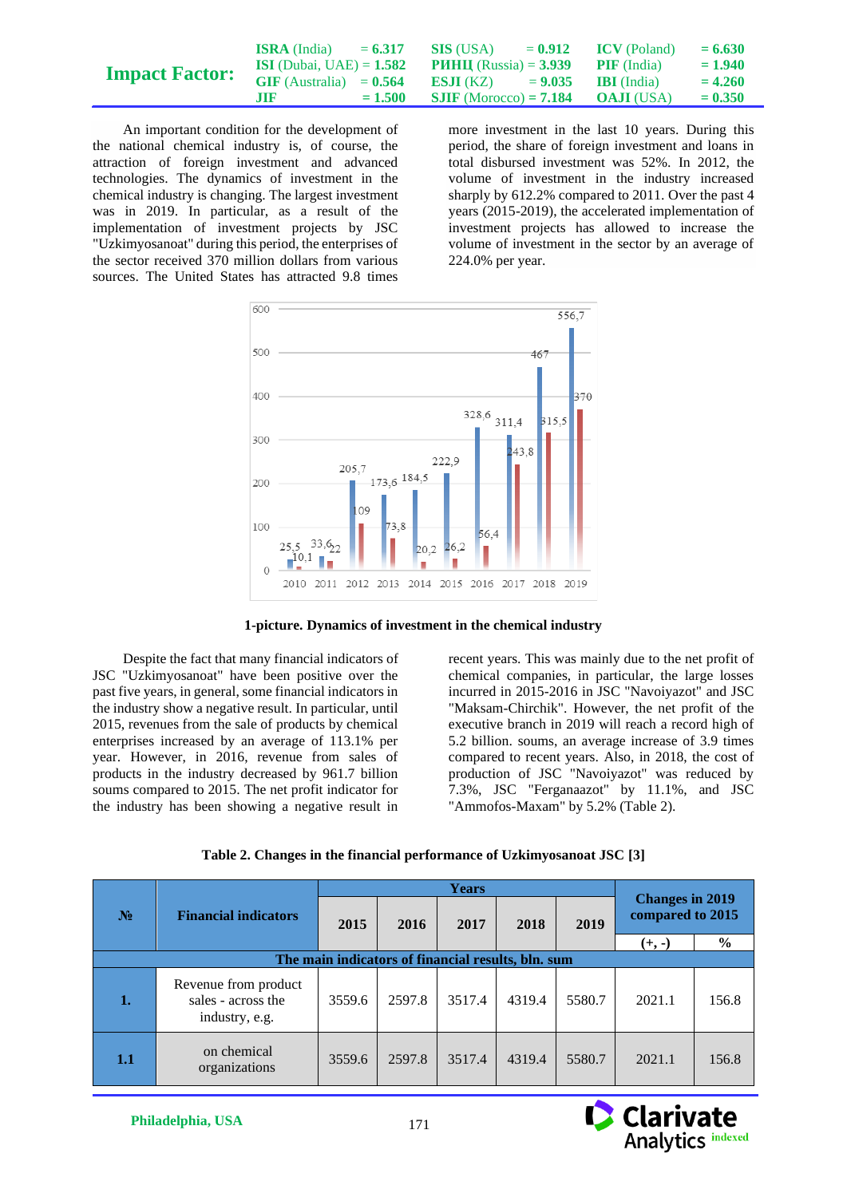An important condition for the development of the national chemical industry is, of course, the attraction of foreign investment and advanced technologies. The dynamics of investment in the chemical industry is changing. The largest investment was in 2019. In particular, as a result of the implementation of investment projects by JSC "Uzkimyosanoat" during this period, the enterprises of the sector received 370 million dollars from various sources. The United States has attracted 9.8 times more investment in the last 10 years. During this period, the share of foreign investment and loans in total disbursed investment was 52%. In 2012, the volume of investment in the industry increased sharply by 612.2% compared to 2011. Over the past 4 years (2015-2019), the accelerated implementation of investment projects has allowed to increase the volume of investment in the sector by an average of 224.0% per year.

| Year | Series 1 | Series 2 |
|---|---|---|
| 2010 | 25,5 | 10,1 |
| 2011 | 33,6 | 22 |
| 2012 | 205,7 | 109 |
| 2013 | 173,6 | 73,8 |
| 2014 | 184,5 | 20,2 |
| 2015 | 222,9 | 26,2 |
| 2016 | 328,6 | 56,4 |
| 2017 | 311,4 | 243,8 |
| 2018 | 467 | 315,5 |
| 2019 | 556,7 | 370 |

**1-picture. Dynamics of investment in the chemical industry**

Despite the fact that many financial indicators of JSC "Uzkimyosanoat" have been positive over the past five years, in general, some financial indicators in the industry show a negative result. In particular, until 2015, revenues from the sale of products by chemical enterprises increased by an average of 113.1% per year. However, in 2016, revenue from sales of products in the industry decreased by 961.7 billion soums compared to 2015. The net profit indicator for the industry has been showing a negative result in recent years. This was mainly due to the net profit of chemical companies, in particular, the large losses incurred in 2015-2016 in JSC "Navoiyazot" and JSC "Maksam-Chirchik". However, the net profit of the executive branch in 2019 will reach a record high of 5.2 billion. soums, an average increase of 3.9 times compared to recent years. Also, in 2018, the cost of production of JSC "Navoiyazot" was reduced by 7.3%, JSC "Ferganaazot" by 11.1%, and JSC "Ammofos-Maxam" by 5.2% (Table 2).

**Table 2. Changes in the financial performance of Uzkimyosanoat JSC [3]**

| № | Financial indicators | Years | | | | | Changes in 2019 compared to 2015 | |
|---|---|---|---|---|---|---|---|---|
| | | 2015 | 2016 | 2017 | 2018 | 2019 | (+, -) | % |
| **The main indicators of financial results, bln. sum** | | | | | | | | |
| **1.** | Revenue from product sales - across the industry, e.g. | 3559.6 | 2597.8 | 3517.4 | 4319.4 | 5580.7 | 2021.1 | 156.8 |
| **1.1** | on chemical organizations | 3559.6 | 2597.8 | 3517.4 | 4319.4 | 5580.7 | 2021.1 | 156.8 |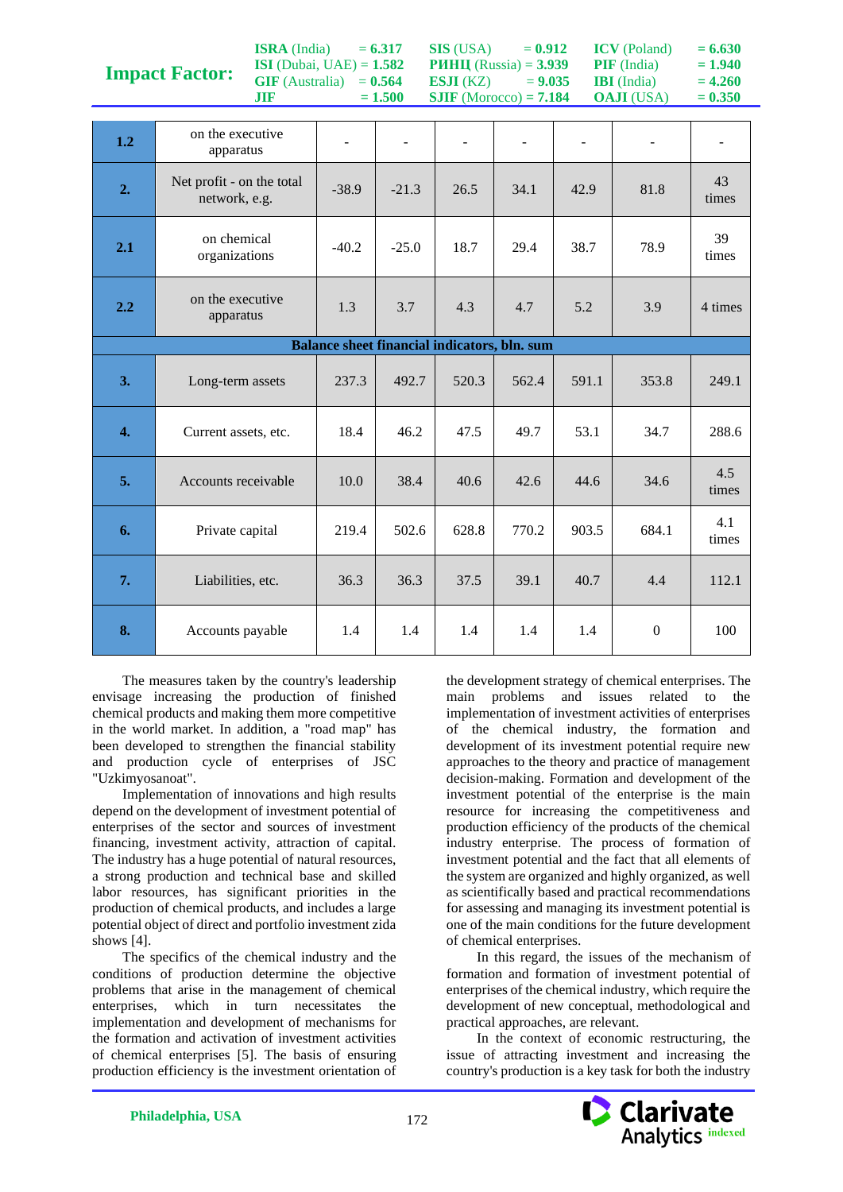| | | | | | | | | |
|---|---|---|---|---|---|---|---|---|
| **1.2** | on the executive apparatus | - | - | - | - | - | - | - |
| **2.** | Net profit - on the total network, e.g. | -38.9 | -21.3 | 26.5 | 34.1 | 42.9 | 81.8 | 43 times |
| **2.1** | on chemical organizations | -40.2 | -25.0 | 18.7 | 29.4 | 38.7 | 78.9 | 39 times |
| **2.2** | on the executive apparatus | 1.3 | 3.7 | 4.3 | 4.7 | 5.2 | 3.9 | 4 times |
| **Balance sheet financial indicators, bln. sum** | | | | | | | | |
| **3.** | Long-term assets | 237.3 | 492.7 | 520.3 | 562.4 | 591.1 | 353.8 | 249.1 |
| **4.** | Current assets, etc. | 18.4 | 46.2 | 47.5 | 49.7 | 53.1 | 34.7 | 288.6 |
| **5.** | Accounts receivable | 10.0 | 38.4 | 40.6 | 42.6 | 44.6 | 34.6 | 4.5 times |
| **6.** | Private capital | 219.4 | 502.6 | 628.8 | 770.2 | 903.5 | 684.1 | 4.1 times |
| **7.** | Liabilities, etc. | 36.3 | 36.3 | 37.5 | 39.1 | 40.7 | 4.4 | 112.1 |
| **8.** | Accounts payable | 1.4 | 1.4 | 1.4 | 1.4 | 1.4 | 0 | 100 |

The measures taken by the country's leadership envisage increasing the production of finished chemical products and making them more competitive in the world market. In addition, a "road map" has been developed to strengthen the financial stability and production cycle of enterprises of JSC "Uzkimyosanoat".

Implementation of innovations and high results depend on the development of investment potential of enterprises of the sector and sources of investment financing, investment activity, attraction of capital. The industry has a huge potential of natural resources, a strong production and technical base and skilled labor resources, has significant priorities in the production of chemical products, and includes a large potential object of direct and portfolio investment zida shows [4].

The specifics of the chemical industry and the conditions of production determine the objective problems that arise in the management of chemical enterprises, which in turn necessitates the implementation and development of mechanisms for the formation and activation of investment activities of chemical enterprises [5]. The basis of ensuring production efficiency is the investment orientation of the development strategy of chemical enterprises. The main problems and issues related to the implementation of investment activities of enterprises of the chemical industry, the formation and development of its investment potential require new approaches to the theory and practice of management decision-making. Formation and development of the investment potential of the enterprise is the main resource for increasing the competitiveness and production efficiency of the products of the chemical industry enterprise. The process of formation of investment potential and the fact that all elements of the system are organized and highly organized, as well as scientifically based and practical recommendations for assessing and managing its investment potential is one of the main conditions for the future development of chemical enterprises.

In this regard, the issues of the mechanism of formation and formation of investment potential of enterprises of the chemical industry, which require the development of new conceptual, methodological and practical approaches, are relevant.

In the context of economic restructuring, the issue of attracting investment and increasing the country's production is a key task for both the industry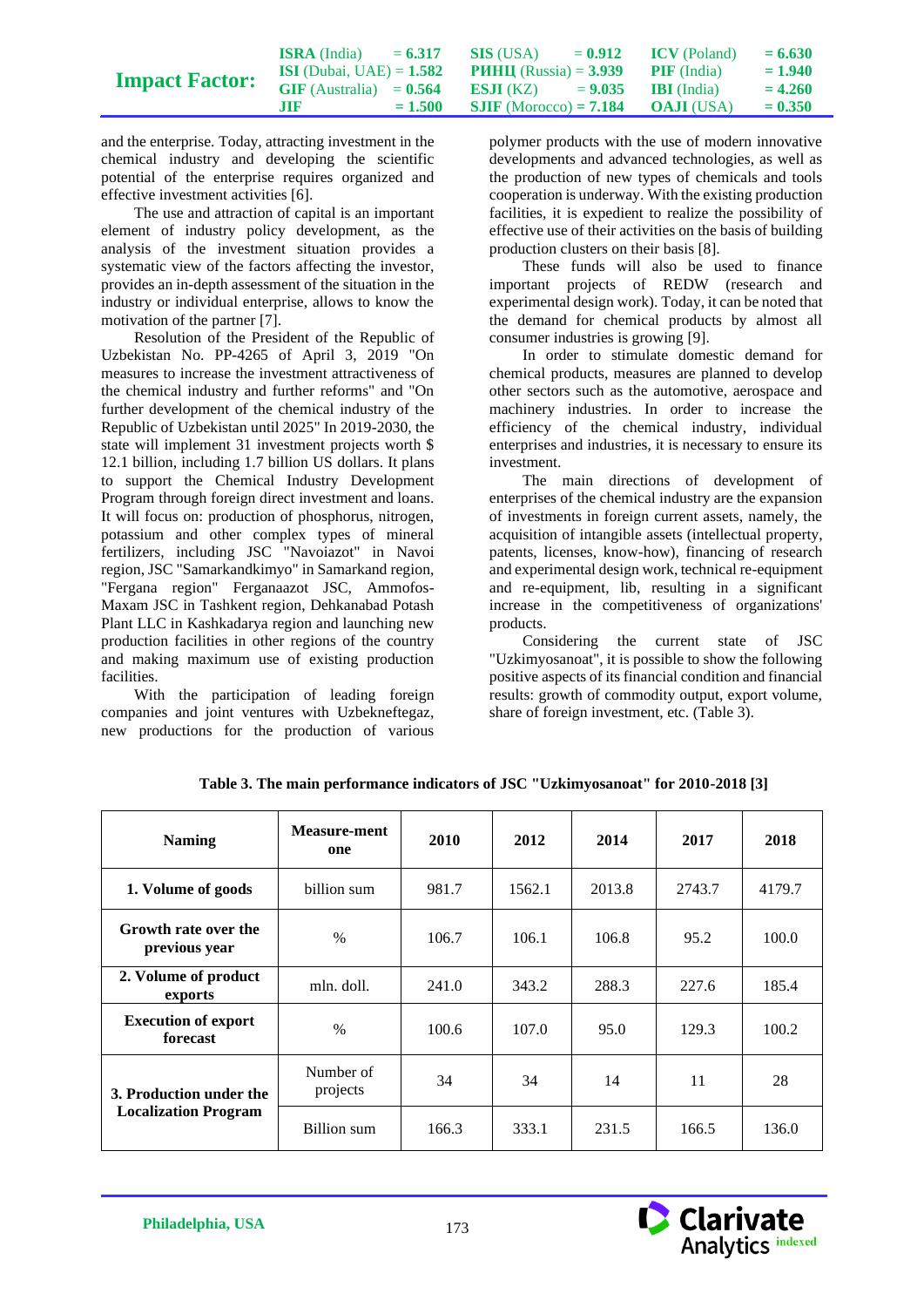and the enterprise. Today, attracting investment in the chemical industry and developing the scientific potential of the enterprise requires organized and effective investment activities [6].

The use and attraction of capital is an important element of industry policy development, as the analysis of the investment situation provides a systematic view of the factors affecting the investor, provides an in-depth assessment of the situation in the industry or individual enterprise, allows to know the motivation of the partner [7].

Resolution of the President of the Republic of Uzbekistan No. PP-4265 of April 3, 2019 "On measures to increase the investment attractiveness of the chemical industry and further reforms" and "On further development of the chemical industry of the Republic of Uzbekistan until 2025" In 2019-2030, the state will implement 31 investment projects worth $ 12.1 billion, including 1.7 billion US dollars. It plans to support the Chemical Industry Development Program through foreign direct investment and loans. It will focus on: production of phosphorus, nitrogen, potassium and other complex types of mineral fertilizers, including JSC "Navoiazot" in Navoi region, JSC "Samarkandkimyo" in Samarkand region, "Fergana region" Ferganaazot JSC, Ammofos-Maxam JSC in Tashkent region, Dehkanabad Potash Plant LLC in Kashkadarya region and launching new production facilities in other regions of the country and making maximum use of existing production facilities.

With the participation of leading foreign companies and joint ventures with Uzbekneftegaz, new productions for the production of various polymer products with the use of modern innovative developments and advanced technologies, as well as the production of new types of chemicals and tools cooperation is underway. With the existing production facilities, it is expedient to realize the possibility of effective use of their activities on the basis of building production clusters on their basis [8].

These funds will also be used to finance important projects of REDW (research and experimental design work). Today, it can be noted that the demand for chemical products by almost all consumer industries is growing [9].

In order to stimulate domestic demand for chemical products, measures are planned to develop other sectors such as the automotive, aerospace and machinery industries. In order to increase the efficiency of the chemical industry, individual enterprises and industries, it is necessary to ensure its investment.

The main directions of development of enterprises of the chemical industry are the expansion of investments in foreign current assets, namely, the acquisition of intangible assets (intellectual property, patents, licenses, know-how), financing of research and experimental design work, technical re-equipment and re-equipment, lib, resulting in a significant increase in the competitiveness of organizations' products.

Considering the current state of JSC "Uzkimyosanoat", it is possible to show the following positive aspects of its financial condition and financial results: growth of commodity output, export volume, share of foreign investment, etc. (Table 3).

**Table 3. The main performance indicators of JSC "Uzkimyosanoat" for 2010-2018 [3]**

| Naming | Measure-ment one | 2010 | 2012 | 2014 | 2017 | 2018 |
|---|---|---|---|---|---|---|
| **1. Volume of goods** | billion sum | 981.7 | 1562.1 | 2013.8 | 2743.7 | 4179.7 |
| **Growth rate over the previous year** | % | 106.7 | 106.1 | 106.8 | 95.2 | 100.0 |
| **2. Volume of product exports** | mln. doll. | 241.0 | 343.2 | 288.3 | 227.6 | 185.4 |
| **Execution of export forecast** | % | 100.6 | 107.0 | 95.0 | 129.3 | 100.2 |
| **3. Production under the Localization Program** | Number of projects | 34 | 34 | 14 | 11 | 28 |
| | Billion sum | 166.3 | 333.1 | 231.5 | 166.5 | 136.0 |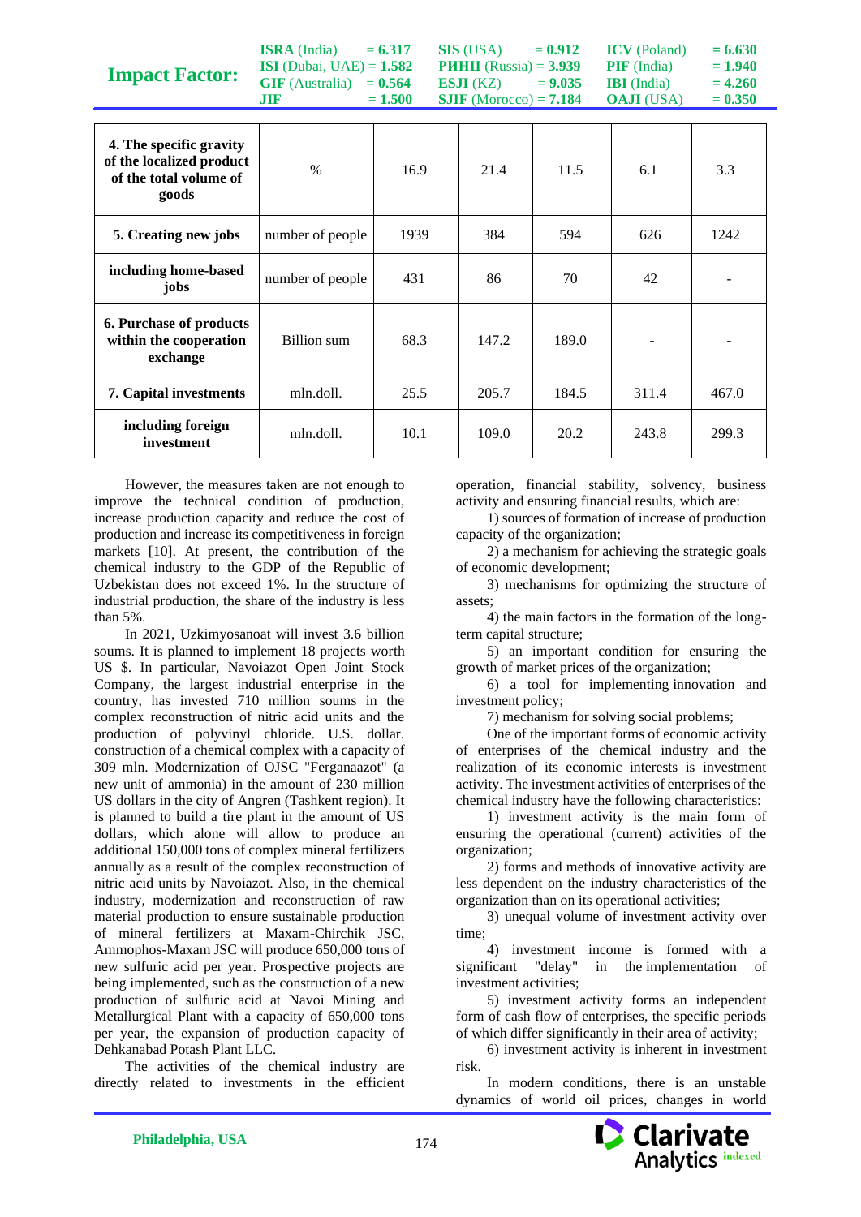| 4. The specific gravity of the localized product of the total volume of goods | % | 16.9 | 21.4 | 11.5 | 6.1 | 3.3 |
|---|---|---|---|---|---|---|
| 5. Creating new jobs | number of people | 1939 | 384 | 594 | 626 | 1242 |
| including home-based jobs | number of people | 431 | 86 | 70 | 42 | - |
| 6. Purchase of products within the cooperation exchange | Billion sum | 68.3 | 147.2 | 189.0 | - | - |
| 7. Capital investments | mln.doll. | 25.5 | 205.7 | 184.5 | 311.4 | 467.0 |
| including foreign investment | mln.doll. | 10.1 | 109.0 | 20.2 | 243.8 | 299.3 |

However, the measures taken are not enough to improve the technical condition of production, increase production capacity and reduce the cost of production and increase its competitiveness in foreign markets [10]. At present, the contribution of the chemical industry to the GDP of the Republic of Uzbekistan does not exceed 1%. In the structure of industrial production, the share of the industry is less than 5%.

In 2021, Uzkimyosanoat will invest 3.6 billion soums. It is planned to implement 18 projects worth US $. In particular, Navoiazot Open Joint Stock Company, the largest industrial enterprise in the country, has invested 710 million soums in the complex reconstruction of nitric acid units and the production of polyvinyl chloride. U.S. dollar. construction of a chemical complex with a capacity of 309 mln. Modernization of OJSC "Ferganaazot" (a new unit of ammonia) in the amount of 230 million US dollars in the city of Angren (Tashkent region). It is planned to build a tire plant in the amount of US dollars, which alone will allow to produce an additional 150,000 tons of complex mineral fertilizers annually as a result of the complex reconstruction of nitric acid units by Navoiazot. Also, in the chemical industry, modernization and reconstruction of raw material production to ensure sustainable production of mineral fertilizers at Maxam-Chirchik JSC, Ammophos-Maxam JSC will produce 650,000 tons of new sulfuric acid per year. Prospective projects are being implemented, such as the construction of a new production of sulfuric acid at Navoi Mining and Metallurgical Plant with a capacity of 650,000 tons per year, the expansion of production capacity of Dehkanabad Potash Plant LLC.

The activities of the chemical industry are directly related to investments in the efficient operation, financial stability, solvency, business activity and ensuring financial results, which are:

1) sources of formation of increase of production capacity of the organization;

2) a mechanism for achieving the strategic goals of economic development;

3) mechanisms for optimizing the structure of assets;

4) the main factors in the formation of the long-term capital structure;

5) an important condition for ensuring the growth of market prices of the organization;

6) a tool for implementing innovation and investment policy;

7) mechanism for solving social problems;

One of the important forms of economic activity of enterprises of the chemical industry and the realization of its economic interests is investment activity. The investment activities of enterprises of the chemical industry have the following characteristics:

1) investment activity is the main form of ensuring the operational (current) activities of the organization;

2) forms and methods of innovative activity are less dependent on the industry characteristics of the organization than on its operational activities;

3) unequal volume of investment activity over time;

4) investment income is formed with a significant "delay" in the implementation of investment activities;

5) investment activity forms an independent form of cash flow of enterprises, the specific periods of which differ significantly in their area of activity;

6) investment activity is inherent in investment risk.

In modern conditions, there is an unstable dynamics of world oil prices, changes in world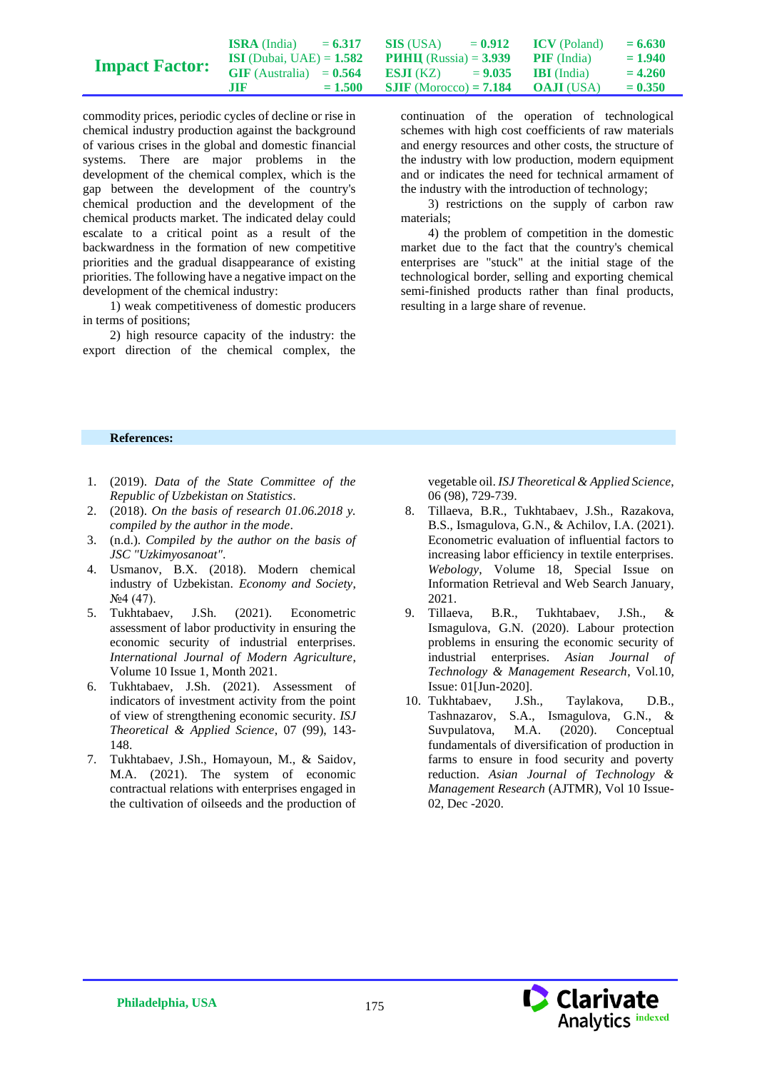commodity prices, periodic cycles of decline or rise in chemical industry production against the background of various crises in the global and domestic financial systems. There are major problems in the development of the chemical complex, which is the gap between the development of the country's chemical production and the development of the chemical products market. The indicated delay could escalate to a critical point as a result of the backwardness in the formation of new competitive priorities and the gradual disappearance of existing priorities. The following have a negative impact on the development of the chemical industry:

1) weak competitiveness of domestic producers in terms of positions;

2) high resource capacity of the industry: the export direction of the chemical complex, the continuation of the operation of technological schemes with high cost coefficients of raw materials and energy resources and other costs, the structure of the industry with low production, modern equipment and or indicates the need for technical armament of the industry with the introduction of technology;

3) restrictions on the supply of carbon raw materials;

4) the problem of competition in the domestic market due to the fact that the country's chemical enterprises are "stuck" at the initial stage of the technological border, selling and exporting chemical semi-finished products rather than final products, resulting in a large share of revenue.

**References:**

1. (2019). *Data of the State Committee of the Republic of Uzbekistan on Statistics*.
2. (2018). *On the basis of research 01.06.2018 y. compiled by the author in the mode*.
3. (n.d.). *Compiled by the author on the basis of JSC "Uzkimyosanoat"*.
4. Usmanov, B.X. (2018). Modern chemical industry of Uzbekistan. *Economy and Society*, №4 (47).
5. Tukhtabaev, J.Sh. (2021). Econometric assessment of labor productivity in ensuring the economic security of industrial enterprises. *International Journal of Modern Agriculture*, Volume 10 Issue 1, Month 2021.
6. Tukhtabaev, J.Sh. (2021). Assessment of indicators of investment activity from the point of view of strengthening economic security. *ISJ Theoretical & Applied Science*, 07 (99), 143-148.
7. Tukhtabaev, J.Sh., Homayoun, M., & Saidov, M.A. (2021). The system of economic contractual relations with enterprises engaged in the cultivation of oilseeds and the production of vegetable oil. *ISJ Theoretical & Applied Science*, 06 (98), 729-739.
8. Tillaeva, B.R., Tukhtabaev, J.Sh., Razakova, B.S., Ismagulova, G.N., & Achilov, I.A. (2021). Econometric evaluation of influential factors to increasing labor efficiency in textile enterprises. *Webology*, Volume 18, Special Issue on Information Retrieval and Web Search January, 2021.
9. Tillaeva, B.R., Tukhtabaev, J.Sh., & Ismagulova, G.N. (2020). Labour protection problems in ensuring the economic security of industrial enterprises. *Asian Journal of Technology & Management Research*, Vol.10, Issue: 01[Jun-2020].
10. Tukhtabaev, J.Sh., Taylakova, D.B., Tashnazarov, S.A., Ismagulova, G.N., & Suvpulatova, M.A. (2020). Conceptual fundamentals of diversification of production in farms to ensure in food security and poverty reduction. *Asian Journal of Technology & Management Research* (AJTMR), Vol 10 Issue-02, Dec -2020.